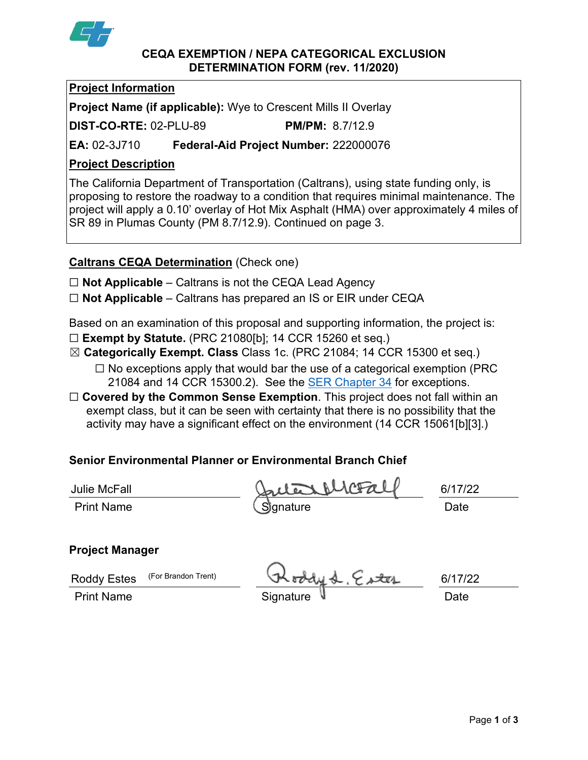# CEQA EXEMPTION / NEPA CATEGORICAL EXCLUSION DETERMINATION FORM (rev. 11/2020)

**Project Information**

**Project Name (if applicable):** Wye to Crescent Mills II Overlay

**DIST-CO-RTE:** 02-PLU-89 **PM/PM:** 8.7/12.9

**EA:** 02-3J710 **Federal-Aid Project Number:** 222000076

**Project Description**

The California Department of Transportation (Caltrans), using state funding only, is proposing to restore the roadway to a condition that requires minimal maintenance. The project will apply a 0.10’ overlay of Hot Mix Asphalt (HMA) over approximately 4 miles of SR 89 in Plumas County (PM 8.7/12.9). Continued on page 3.

**Caltrans CEQA Determination** (Check one)

☐ **Not Applicable** – Caltrans is not the CEQA Lead Agency

☐ **Not Applicable** – Caltrans has prepared an IS or EIR under CEQA

Based on an examination of this proposal and supporting information, the project is:

☐ **Exempt by Statute.** (PRC 21080[b]; 14 CCR 15260 et seq.)

☒ **Categorically Exempt. Class** Class 1c. (PRC 21084; 14 CCR 15300 et seq.)

- ☐ No exceptions apply that would bar the use of a categorical exemption (PRC 21084 and 14 CCR 15300.2). See the SER Chapter 34 for exceptions.

☐ **Covered by the Common Sense Exemption**. This project does not fall within an exempt class, but it can be seen with certainty that there is no possibility that the activity may have a significant effect on the environment (14 CCR 15061[b][3].)

**Senior Environmental Planner or Environmental Branch Chief**

| Julie McFall | *(signature)* | 6/17/22 |
|---|---|---|
| Print Name | Signature | Date |

**Project Manager**

| Roddy Estes (For Brandon Trent) | *(signature)* | 6/17/22 |
|---|---|---|
| Print Name | Signature | Date |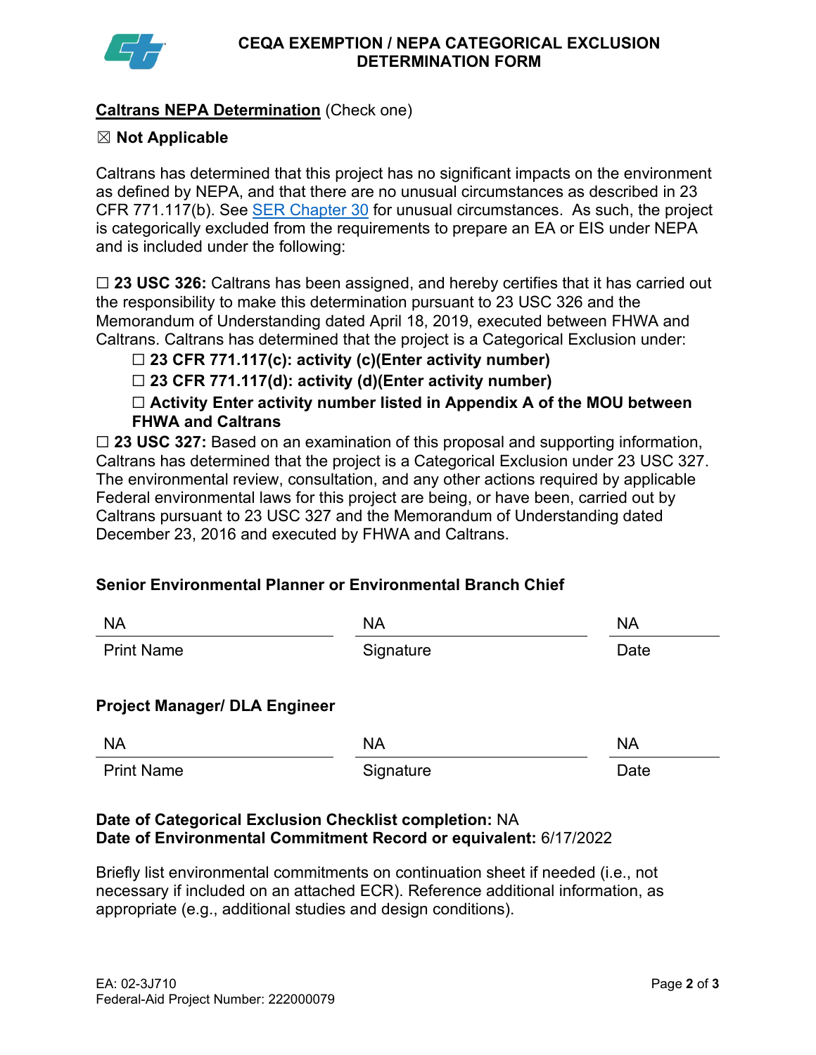# CEQA EXEMPTION / NEPA CATEGORICAL EXCLUSION DETERMINATION FORM

**Caltrans NEPA Determination** (Check one)

☒ **Not Applicable**

Caltrans has determined that this project has no significant impacts on the environment as defined by NEPA, and that there are no unusual circumstances as described in 23 CFR 771.117(b). See SER Chapter 30 for unusual circumstances. As such, the project is categorically excluded from the requirements to prepare an EA or EIS under NEPA and is included under the following:

☐ **23 USC 326:** Caltrans has been assigned, and hereby certifies that it has carried out the responsibility to make this determination pursuant to 23 USC 326 and the Memorandum of Understanding dated April 18, 2019, executed between FHWA and Caltrans. Caltrans has determined that the project is a Categorical Exclusion under:

- ☐ **23 CFR 771.117(c): activity (c)(Enter activity number)**
- ☐ **23 CFR 771.117(d): activity (d)(Enter activity number)**
- ☐ **Activity Enter activity number listed in Appendix A of the MOU between FHWA and Caltrans**

☐ **23 USC 327:** Based on an examination of this proposal and supporting information, Caltrans has determined that the project is a Categorical Exclusion under 23 USC 327. The environmental review, consultation, and any other actions required by applicable Federal environmental laws for this project are being, or have been, carried out by Caltrans pursuant to 23 USC 327 and the Memorandum of Understanding dated December 23, 2016 and executed by FHWA and Caltrans.

**Senior Environmental Planner or Environmental Branch Chief**

| NA | NA | NA |
|---|---|---|
| Print Name | Signature | Date |

**Project Manager/ DLA Engineer**

| NA | NA | NA |
|---|---|---|
| Print Name | Signature | Date |

**Date of Categorical Exclusion Checklist completion:** NA
**Date of Environmental Commitment Record or equivalent:** 6/17/2022

Briefly list environmental commitments on continuation sheet if needed (i.e., not necessary if included on an attached ECR). Reference additional information, as appropriate (e.g., additional studies and design conditions).

EA: 02-3J710
Federal-Aid Project Number: 222000079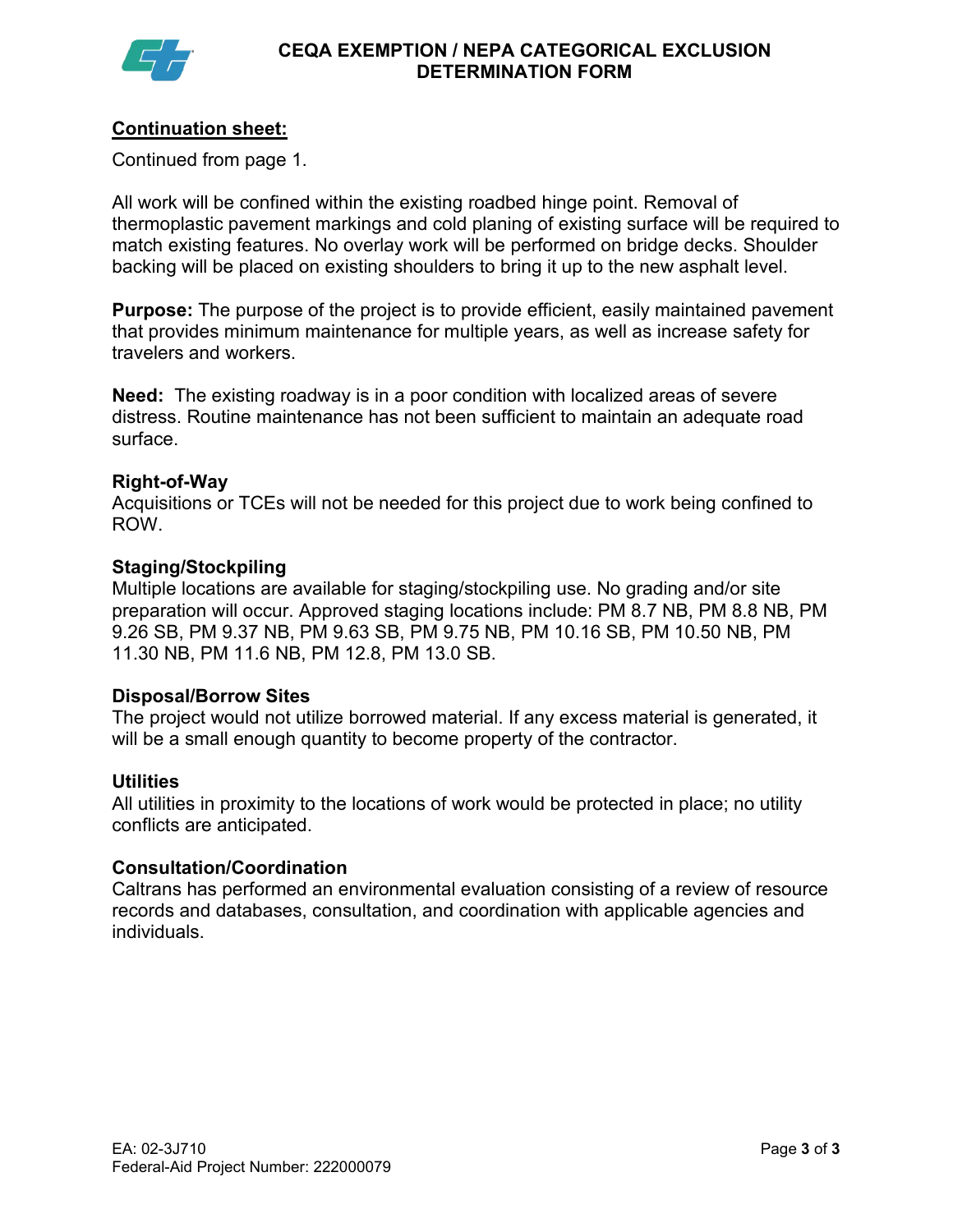**Continuation sheet:**

Continued from page 1.

All work will be confined within the existing roadbed hinge point. Removal of thermoplastic pavement markings and cold planing of existing surface will be required to match existing features. No overlay work will be performed on bridge decks. Shoulder backing will be placed on existing shoulders to bring it up to the new asphalt level.

**Purpose:** The purpose of the project is to provide efficient, easily maintained pavement that provides minimum maintenance for multiple years, as well as increase safety for travelers and workers.

**Need:** The existing roadway is in a poor condition with localized areas of severe distress. Routine maintenance has not been sufficient to maintain an adequate road surface.

**Right-of-Way**
Acquisitions or TCEs will not be needed for this project due to work being confined to ROW.

**Staging/Stockpiling**
Multiple locations are available for staging/stockpiling use. No grading and/or site preparation will occur. Approved staging locations include: PM 8.7 NB, PM 8.8 NB, PM 9.26 SB, PM 9.37 NB, PM 9.63 SB, PM 9.75 NB, PM 10.16 SB, PM 10.50 NB, PM 11.30 NB, PM 11.6 NB, PM 12.8, PM 13.0 SB.

**Disposal/Borrow Sites**
The project would not utilize borrowed material. If any excess material is generated, it will be a small enough quantity to become property of the contractor.

**Utilities**
All utilities in proximity to the locations of work would be protected in place; no utility conflicts are anticipated.

**Consultation/Coordination**
Caltrans has performed an environmental evaluation consisting of a review of resource records and databases, consultation, and coordination with applicable agencies and individuals.

EA: 02-3J710
Federal-Aid Project Number: 222000079